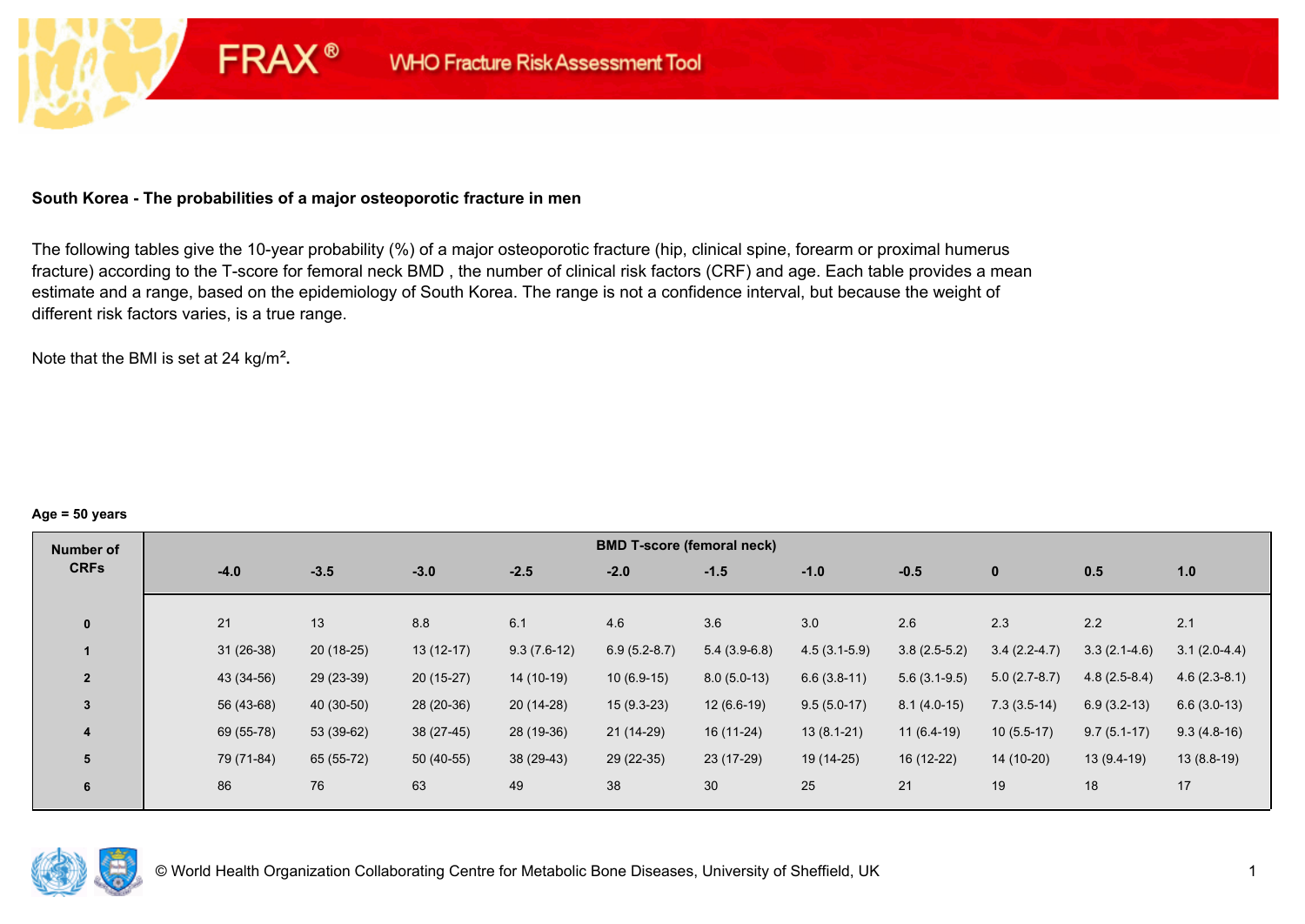FRAX® WHO Fracture Risk Assessment Tool

**South Korea - The probabilities of a major osteoporotic fracture in men**

The following tables give the 10-year probability (%) of a major osteoporotic fracture (hip, clinical spine, forearm or proximal humerus fracture) according to the T-score for femoral neck BMD , the number of clinical risk factors (CRF) and age. Each table provides a mean estimate and a range, based on the epidemiology of South Korea. The range is not a confidence interval, but because the weight of different risk factors varies, is a true range.

Note that the BMI is set at 24 kg/m².

**Age = 50 years**

| Number of CRFs | BMD T-score (femoral neck) | | | | | | | | | | |
|---|---|---|---|---|---|---|---|---|---|---|---|
| | -4.0 | -3.5 | -3.0 | -2.5 | -2.0 | -1.5 | -1.0 | -0.5 | 0 | 0.5 | 1.0 |
| 0 | 21 | 13 | 8.8 | 6.1 | 4.6 | 3.6 | 3.0 | 2.6 | 2.3 | 2.2 | 2.1 |
| 1 | 31 (26-38) | 20 (18-25) | 13 (12-17) | 9.3 (7.6-12) | 6.9 (5.2-8.7) | 5.4 (3.9-6.8) | 4.5 (3.1-5.9) | 3.8 (2.5-5.2) | 3.4 (2.2-4.7) | 3.3 (2.1-4.6) | 3.1 (2.0-4.4) |
| 2 | 43 (34-56) | 29 (23-39) | 20 (15-27) | 14 (10-19) | 10 (6.9-15) | 8.0 (5.0-13) | 6.6 (3.8-11) | 5.6 (3.1-9.5) | 5.0 (2.7-8.7) | 4.8 (2.5-8.4) | 4.6 (2.3-8.1) |
| 3 | 56 (43-68) | 40 (30-50) | 28 (20-36) | 20 (14-28) | 15 (9.3-23) | 12 (6.6-19) | 9.5 (5.0-17) | 8.1 (4.0-15) | 7.3 (3.5-14) | 6.9 (3.2-13) | 6.6 (3.0-13) |
| 4 | 69 (55-78) | 53 (39-62) | 38 (27-45) | 28 (19-36) | 21 (14-29) | 16 (11-24) | 13 (8.1-21) | 11 (6.4-19) | 10 (5.5-17) | 9.7 (5.1-17) | 9.3 (4.8-16) |
| 5 | 79 (71-84) | 65 (55-72) | 50 (40-55) | 38 (29-43) | 29 (22-35) | 23 (17-29) | 19 (14-25) | 16 (12-22) | 14 (10-20) | 13 (9.4-19) | 13 (8.8-19) |
| 6 | 86 | 76 | 63 | 49 | 38 | 30 | 25 | 21 | 19 | 18 | 17 |

© World Health Organization Collaborating Centre for Metabolic Bone Diseases, University of Sheffield, UK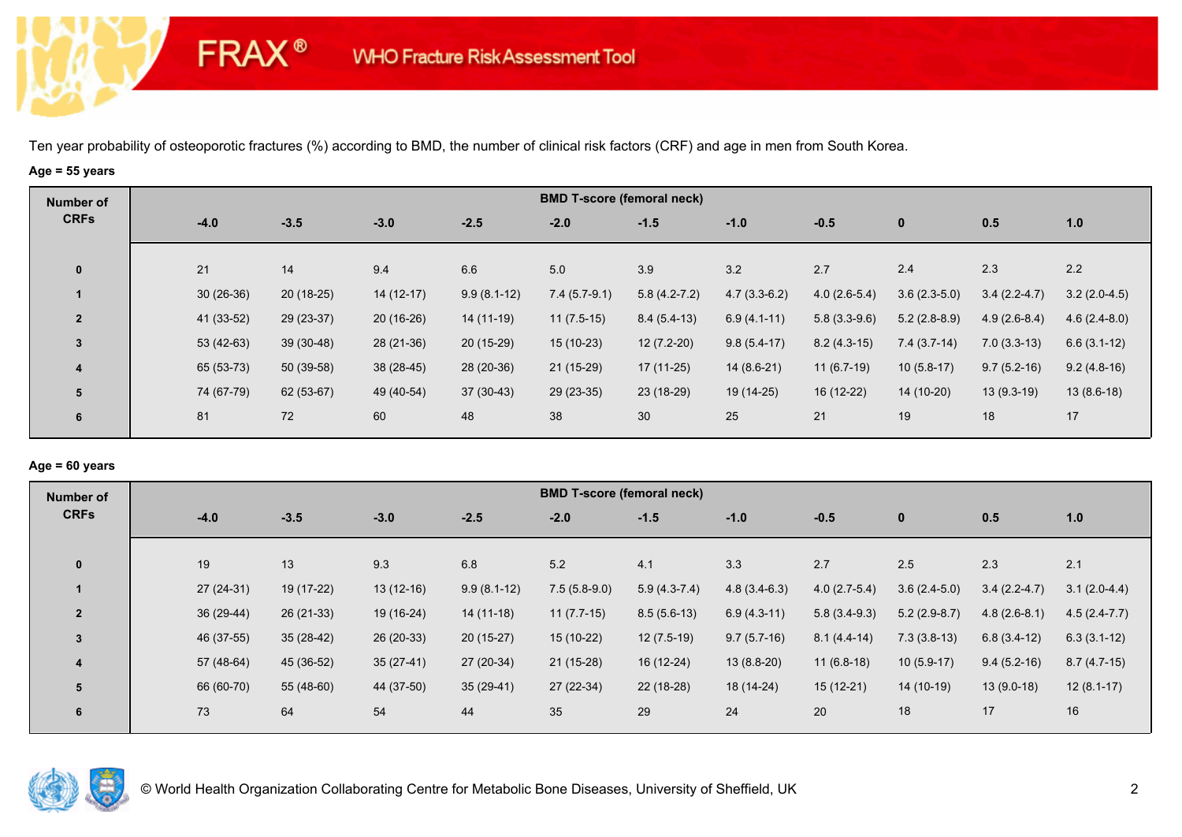Ten year probability of osteoporotic fractures (%) according to BMD, the number of clinical risk factors (CRF) and age in men from South Korea.

**Age = 55 years**

| Number of CRFs | BMD T-score (femoral neck) | | | | | | | | | | |
|---|---|---|---|---|---|---|---|---|---|---|---|
| | -4.0 | -3.5 | -3.0 | -2.5 | -2.0 | -1.5 | -1.0 | -0.5 | 0 | 0.5 | 1.0 |
| 0 | 21 | 14 | 9.4 | 6.6 | 5.0 | 3.9 | 3.2 | 2.7 | 2.4 | 2.3 | 2.2 |
| 1 | 30 (26-36) | 20 (18-25) | 14 (12-17) | 9.9 (8.1-12) | 7.4 (5.7-9.1) | 5.8 (4.2-7.2) | 4.7 (3.3-6.2) | 4.0 (2.6-5.4) | 3.6 (2.3-5.0) | 3.4 (2.2-4.7) | 3.2 (2.0-4.5) |
| 2 | 41 (33-52) | 29 (23-37) | 20 (16-26) | 14 (11-19) | 11 (7.5-15) | 8.4 (5.4-13) | 6.9 (4.1-11) | 5.8 (3.3-9.6) | 5.2 (2.8-8.9) | 4.9 (2.6-8.4) | 4.6 (2.4-8.0) |
| 3 | 53 (42-63) | 39 (30-48) | 28 (21-36) | 20 (15-29) | 15 (10-23) | 12 (7.2-20) | 9.8 (5.4-17) | 8.2 (4.3-15) | 7.4 (3.7-14) | 7.0 (3.3-13) | 6.6 (3.1-12) |
| 4 | 65 (53-73) | 50 (39-58) | 38 (28-45) | 28 (20-36) | 21 (15-29) | 17 (11-25) | 14 (8.6-21) | 11 (6.7-19) | 10 (5.8-17) | 9.7 (5.2-16) | 9.2 (4.8-16) |
| 5 | 74 (67-79) | 62 (53-67) | 49 (40-54) | 37 (30-43) | 29 (23-35) | 23 (18-29) | 19 (14-25) | 16 (12-22) | 14 (10-20) | 13 (9.3-19) | 13 (8.6-18) |
| 6 | 81 | 72 | 60 | 48 | 38 | 30 | 25 | 21 | 19 | 18 | 17 |

**Age = 60 years**

| Number of CRFs | BMD T-score (femoral neck) | | | | | | | | | | |
|---|---|---|---|---|---|---|---|---|---|---|---|
| | -4.0 | -3.5 | -3.0 | -2.5 | -2.0 | -1.5 | -1.0 | -0.5 | 0 | 0.5 | 1.0 |
| 0 | 19 | 13 | 9.3 | 6.8 | 5.2 | 4.1 | 3.3 | 2.7 | 2.5 | 2.3 | 2.1 |
| 1 | 27 (24-31) | 19 (17-22) | 13 (12-16) | 9.9 (8.1-12) | 7.5 (5.8-9.0) | 5.9 (4.3-7.4) | 4.8 (3.4-6.3) | 4.0 (2.7-5.4) | 3.6 (2.4-5.0) | 3.4 (2.2-4.7) | 3.1 (2.0-4.4) |
| 2 | 36 (29-44) | 26 (21-33) | 19 (16-24) | 14 (11-18) | 11 (7.7-15) | 8.5 (5.6-13) | 6.9 (4.3-11) | 5.8 (3.4-9.3) | 5.2 (2.9-8.7) | 4.8 (2.6-8.1) | 4.5 (2.4-7.7) |
| 3 | 46 (37-55) | 35 (28-42) | 26 (20-33) | 20 (15-27) | 15 (10-22) | 12 (7.5-19) | 9.7 (5.7-16) | 8.1 (4.4-14) | 7.3 (3.8-13) | 6.8 (3.4-12) | 6.3 (3.1-12) |
| 4 | 57 (48-64) | 45 (36-52) | 35 (27-41) | 27 (20-34) | 21 (15-28) | 16 (12-24) | 13 (8.8-20) | 11 (6.8-18) | 10 (5.9-17) | 9.4 (5.2-16) | 8.7 (4.7-15) |
| 5 | 66 (60-70) | 55 (48-60) | 44 (37-50) | 35 (29-41) | 27 (22-34) | 22 (18-28) | 18 (14-24) | 15 (12-21) | 14 (10-19) | 13 (9.0-18) | 12 (8.1-17) |
| 6 | 73 | 64 | 54 | 44 | 35 | 29 | 24 | 20 | 18 | 17 | 16 |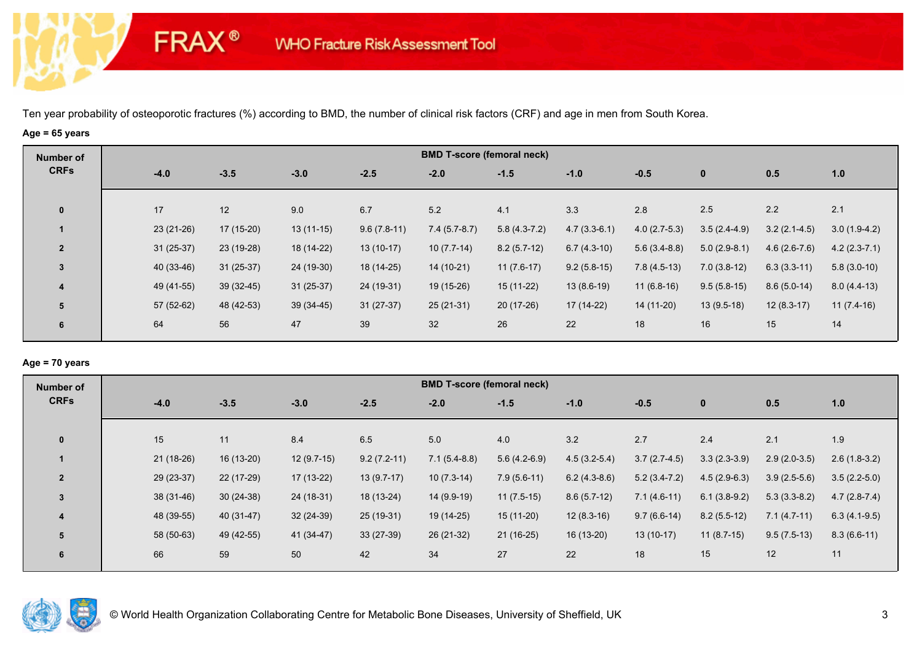# FRAX® WHO Fracture Risk Assessment Tool

Ten year probability of osteoporotic fractures (%) according to BMD, the number of clinical risk factors (CRF) and age in men from South Korea.

**Age = 65 years**

| Number of CRFs | BMD T-score (femoral neck) | | | | | | | | | | |
|---|---|---|---|---|---|---|---|---|---|---|---|
| | -4.0 | -3.5 | -3.0 | -2.5 | -2.0 | -1.5 | -1.0 | -0.5 | 0 | 0.5 | 1.0 |
| 0 | 17 | 12 | 9.0 | 6.7 | 5.2 | 4.1 | 3.3 | 2.8 | 2.5 | 2.2 | 2.1 |
| 1 | 23 (21-26) | 17 (15-20) | 13 (11-15) | 9.6 (7.8-11) | 7.4 (5.7-8.7) | 5.8 (4.3-7.2) | 4.7 (3.3-6.1) | 4.0 (2.7-5.3) | 3.5 (2.4-4.9) | 3.2 (2.1-4.5) | 3.0 (1.9-4.2) |
| 2 | 31 (25-37) | 23 (19-28) | 18 (14-22) | 13 (10-17) | 10 (7.7-14) | 8.2 (5.7-12) | 6.7 (4.3-10) | 5.6 (3.4-8.8) | 5.0 (2.9-8.1) | 4.6 (2.6-7.6) | 4.2 (2.3-7.1) |
| 3 | 40 (33-46) | 31 (25-37) | 24 (19-30) | 18 (14-25) | 14 (10-21) | 11 (7.6-17) | 9.2 (5.8-15) | 7.8 (4.5-13) | 7.0 (3.8-12) | 6.3 (3.3-11) | 5.8 (3.0-10) |
| 4 | 49 (41-55) | 39 (32-45) | 31 (25-37) | 24 (19-31) | 19 (15-26) | 15 (11-22) | 13 (8.6-19) | 11 (6.8-16) | 9.5 (5.8-15) | 8.6 (5.0-14) | 8.0 (4.4-13) |
| 5 | 57 (52-62) | 48 (42-53) | 39 (34-45) | 31 (27-37) | 25 (21-31) | 20 (17-26) | 17 (14-22) | 14 (11-20) | 13 (9.5-18) | 12 (8.3-17) | 11 (7.4-16) |
| 6 | 64 | 56 | 47 | 39 | 32 | 26 | 22 | 18 | 16 | 15 | 14 |

**Age = 70 years**

| Number of CRFs | BMD T-score (femoral neck) | | | | | | | | | | |
|---|---|---|---|---|---|---|---|---|---|---|---|
| | -4.0 | -3.5 | -3.0 | -2.5 | -2.0 | -1.5 | -1.0 | -0.5 | 0 | 0.5 | 1.0 |
| 0 | 15 | 11 | 8.4 | 6.5 | 5.0 | 4.0 | 3.2 | 2.7 | 2.4 | 2.1 | 1.9 |
| 1 | 21 (18-26) | 16 (13-20) | 12 (9.7-15) | 9.2 (7.2-11) | 7.1 (5.4-8.8) | 5.6 (4.2-6.9) | 4.5 (3.2-5.4) | 3.7 (2.7-4.5) | 3.3 (2.3-3.9) | 2.9 (2.0-3.5) | 2.6 (1.8-3.2) |
| 2 | 29 (23-37) | 22 (17-29) | 17 (13-22) | 13 (9.7-17) | 10 (7.3-14) | 7.9 (5.6-11) | 6.2 (4.3-8.6) | 5.2 (3.4-7.2) | 4.5 (2.9-6.3) | 3.9 (2.5-5.6) | 3.5 (2.2-5.0) |
| 3 | 38 (31-46) | 30 (24-38) | 24 (18-31) | 18 (13-24) | 14 (9.9-19) | 11 (7.5-15) | 8.6 (5.7-12) | 7.1 (4.6-11) | 6.1 (3.8-9.2) | 5.3 (3.3-8.2) | 4.7 (2.8-7.4) |
| 4 | 48 (39-55) | 40 (31-47) | 32 (24-39) | 25 (19-31) | 19 (14-25) | 15 (11-20) | 12 (8.3-16) | 9.7 (6.6-14) | 8.2 (5.5-12) | 7.1 (4.7-11) | 6.3 (4.1-9.5) |
| 5 | 58 (50-63) | 49 (42-55) | 41 (34-47) | 33 (27-39) | 26 (21-32) | 21 (16-25) | 16 (13-20) | 13 (10-17) | 11 (8.7-15) | 9.5 (7.5-13) | 8.3 (6.6-11) |
| 6 | 66 | 59 | 50 | 42 | 34 | 27 | 22 | 18 | 15 | 12 | 11 |

© World Health Organization Collaborating Centre for Metabolic Bone Diseases, University of Sheffield, UK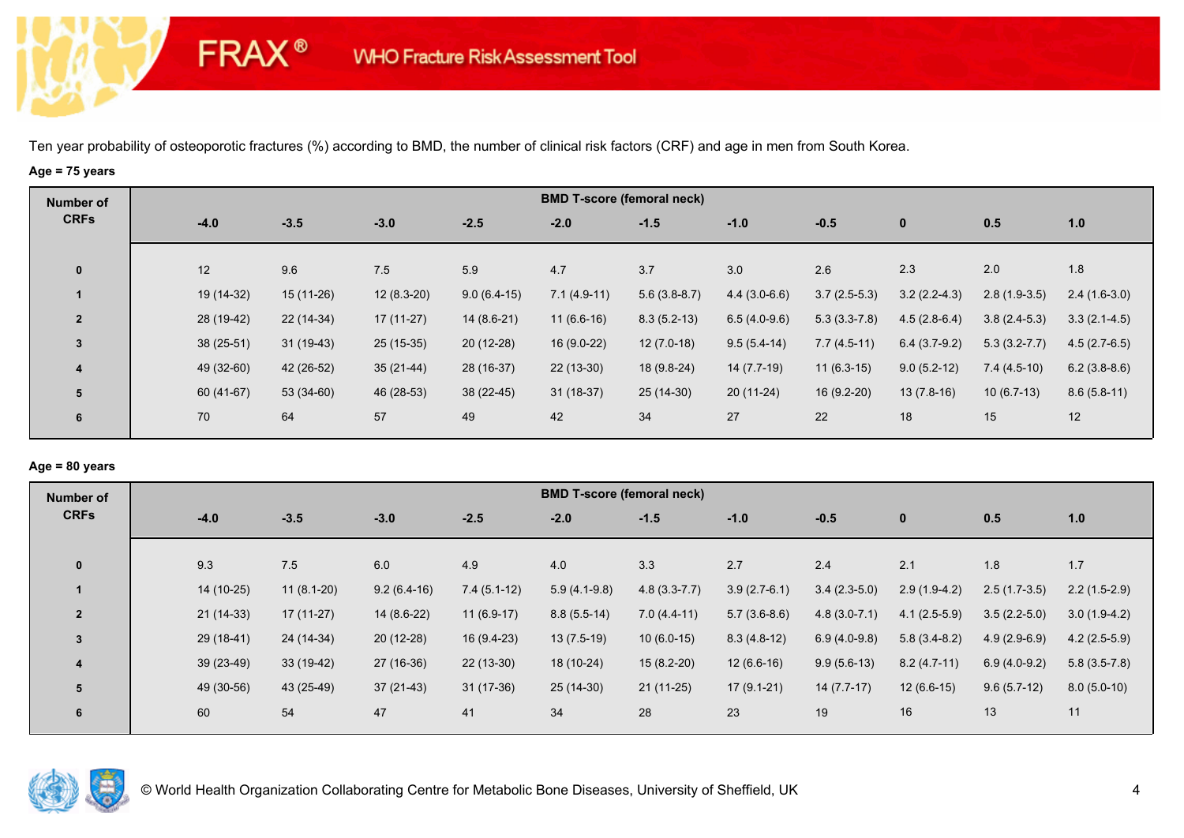# FRAX® WHO Fracture Risk Assessment Tool

Ten year probability of osteoporotic fractures (%) according to BMD, the number of clinical risk factors (CRF) and age in men from South Korea.

**Age = 75 years**

| Number of CRFs | BMD T-score (femoral neck) | | | | | | | | | | |
|---|---|---|---|---|---|---|---|---|---|---|---|
| | -4.0 | -3.5 | -3.0 | -2.5 | -2.0 | -1.5 | -1.0 | -0.5 | 0 | 0.5 | 1.0 |
| 0 | 12 | 9.6 | 7.5 | 5.9 | 4.7 | 3.7 | 3.0 | 2.6 | 2.3 | 2.0 | 1.8 |
| 1 | 19 (14-32) | 15 (11-26) | 12 (8.3-20) | 9.0 (6.4-15) | 7.1 (4.9-11) | 5.6 (3.8-8.7) | 4.4 (3.0-6.6) | 3.7 (2.5-5.3) | 3.2 (2.2-4.3) | 2.8 (1.9-3.5) | 2.4 (1.6-3.0) |
| 2 | 28 (19-42) | 22 (14-34) | 17 (11-27) | 14 (8.6-21) | 11 (6.6-16) | 8.3 (5.2-13) | 6.5 (4.0-9.6) | 5.3 (3.3-7.8) | 4.5 (2.8-6.4) | 3.8 (2.4-5.3) | 3.3 (2.1-4.5) |
| 3 | 38 (25-51) | 31 (19-43) | 25 (15-35) | 20 (12-28) | 16 (9.0-22) | 12 (7.0-18) | 9.5 (5.4-14) | 7.7 (4.5-11) | 6.4 (3.7-9.2) | 5.3 (3.2-7.7) | 4.5 (2.7-6.5) |
| 4 | 49 (32-60) | 42 (26-52) | 35 (21-44) | 28 (16-37) | 22 (13-30) | 18 (9.8-24) | 14 (7.7-19) | 11 (6.3-15) | 9.0 (5.2-12) | 7.4 (4.5-10) | 6.2 (3.8-8.6) |
| 5 | 60 (41-67) | 53 (34-60) | 46 (28-53) | 38 (22-45) | 31 (18-37) | 25 (14-30) | 20 (11-24) | 16 (9.2-20) | 13 (7.8-16) | 10 (6.7-13) | 8.6 (5.8-11) |
| 6 | 70 | 64 | 57 | 49 | 42 | 34 | 27 | 22 | 18 | 15 | 12 |

**Age = 80 years**

| Number of CRFs | BMD T-score (femoral neck) | | | | | | | | | | |
|---|---|---|---|---|---|---|---|---|---|---|---|
| | -4.0 | -3.5 | -3.0 | -2.5 | -2.0 | -1.5 | -1.0 | -0.5 | 0 | 0.5 | 1.0 |
| 0 | 9.3 | 7.5 | 6.0 | 4.9 | 4.0 | 3.3 | 2.7 | 2.4 | 2.1 | 1.8 | 1.7 |
| 1 | 14 (10-25) | 11 (8.1-20) | 9.2 (6.4-16) | 7.4 (5.1-12) | 5.9 (4.1-9.8) | 4.8 (3.3-7.7) | 3.9 (2.7-6.1) | 3.4 (2.3-5.0) | 2.9 (1.9-4.2) | 2.5 (1.7-3.5) | 2.2 (1.5-2.9) |
| 2 | 21 (14-33) | 17 (11-27) | 14 (8.6-22) | 11 (6.9-17) | 8.8 (5.5-14) | 7.0 (4.4-11) | 5.7 (3.6-8.6) | 4.8 (3.0-7.1) | 4.1 (2.5-5.9) | 3.5 (2.2-5.0) | 3.0 (1.9-4.2) |
| 3 | 29 (18-41) | 24 (14-34) | 20 (12-28) | 16 (9.4-23) | 13 (7.5-19) | 10 (6.0-15) | 8.3 (4.8-12) | 6.9 (4.0-9.8) | 5.8 (3.4-8.2) | 4.9 (2.9-6.9) | 4.2 (2.5-5.9) |
| 4 | 39 (23-49) | 33 (19-42) | 27 (16-36) | 22 (13-30) | 18 (10-24) | 15 (8.2-20) | 12 (6.6-16) | 9.9 (5.6-13) | 8.2 (4.7-11) | 6.9 (4.0-9.2) | 5.8 (3.5-7.8) |
| 5 | 49 (30-56) | 43 (25-49) | 37 (21-43) | 31 (17-36) | 25 (14-30) | 21 (11-25) | 17 (9.1-21) | 14 (7.7-17) | 12 (6.6-15) | 9.6 (5.7-12) | 8.0 (5.0-10) |
| 6 | 60 | 54 | 47 | 41 | 34 | 28 | 23 | 19 | 16 | 13 | 11 |

© World Health Organization Collaborating Centre for Metabolic Bone Diseases, University of Sheffield, UK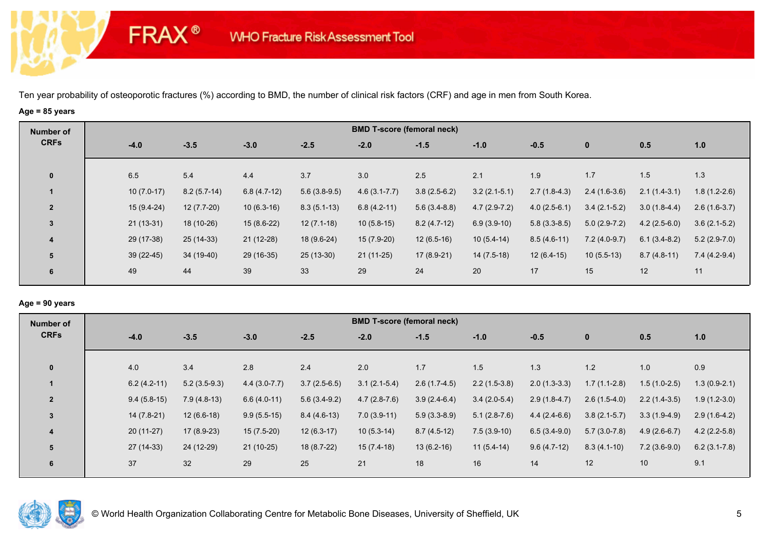# FRAX® WHO Fracture Risk Assessment Tool

Ten year probability of osteoporotic fractures (%) according to BMD, the number of clinical risk factors (CRF) and age in men from South Korea.

**Age = 85 years**

| Number of CRFs | BMD T-score (femoral neck) -4.0 | -3.5 | -3.0 | -2.5 | -2.0 | -1.5 | -1.0 | -0.5 | 0 | 0.5 | 1.0 |
|---|---|---|---|---|---|---|---|---|---|---|---|
| 0 | 6.5 | 5.4 | 4.4 | 3.7 | 3.0 | 2.5 | 2.1 | 1.9 | 1.7 | 1.5 | 1.3 |
| 1 | 10 (7.0-17) | 8.2 (5.7-14) | 6.8 (4.7-12) | 5.6 (3.8-9.5) | 4.6 (3.1-7.7) | 3.8 (2.5-6.2) | 3.2 (2.1-5.1) | 2.7 (1.8-4.3) | 2.4 (1.6-3.6) | 2.1 (1.4-3.1) | 1.8 (1.2-2.6) |
| 2 | 15 (9.4-24) | 12 (7.7-20) | 10 (6.3-16) | 8.3 (5.1-13) | 6.8 (4.2-11) | 5.6 (3.4-8.8) | 4.7 (2.9-7.2) | 4.0 (2.5-6.1) | 3.4 (2.1-5.2) | 3.0 (1.8-4.4) | 2.6 (1.6-3.7) |
| 3 | 21 (13-31) | 18 (10-26) | 15 (8.6-22) | 12 (7.1-18) | 10 (5.8-15) | 8.2 (4.7-12) | 6.9 (3.9-10) | 5.8 (3.3-8.5) | 5.0 (2.9-7.2) | 4.2 (2.5-6.0) | 3.6 (2.1-5.2) |
| 4 | 29 (17-38) | 25 (14-33) | 21 (12-28) | 18 (9.6-24) | 15 (7.9-20) | 12 (6.5-16) | 10 (5.4-14) | 8.5 (4.6-11) | 7.2 (4.0-9.7) | 6.1 (3.4-8.2) | 5.2 (2.9-7.0) |
| 5 | 39 (22-45) | 34 (19-40) | 29 (16-35) | 25 (13-30) | 21 (11-25) | 17 (8.9-21) | 14 (7.5-18) | 12 (6.4-15) | 10 (5.5-13) | 8.7 (4.8-11) | 7.4 (4.2-9.4) |
| 6 | 49 | 44 | 39 | 33 | 29 | 24 | 20 | 17 | 15 | 12 | 11 |

**Age = 90 years**

| Number of CRFs | BMD T-score (femoral neck) -4.0 | -3.5 | -3.0 | -2.5 | -2.0 | -1.5 | -1.0 | -0.5 | 0 | 0.5 | 1.0 |
|---|---|---|---|---|---|---|---|---|---|---|---|
| 0 | 4.0 | 3.4 | 2.8 | 2.4 | 2.0 | 1.7 | 1.5 | 1.3 | 1.2 | 1.0 | 0.9 |
| 1 | 6.2 (4.2-11) | 5.2 (3.5-9.3) | 4.4 (3.0-7.7) | 3.7 (2.5-6.5) | 3.1 (2.1-5.4) | 2.6 (1.7-4.5) | 2.2 (1.5-3.8) | 2.0 (1.3-3.3) | 1.7 (1.1-2.8) | 1.5 (1.0-2.5) | 1.3 (0.9-2.1) |
| 2 | 9.4 (5.8-15) | 7.9 (4.8-13) | 6.6 (4.0-11) | 5.6 (3.4-9.2) | 4.7 (2.8-7.6) | 3.9 (2.4-6.4) | 3.4 (2.0-5.4) | 2.9 (1.8-4.7) | 2.6 (1.5-4.0) | 2.2 (1.4-3.5) | 1.9 (1.2-3.0) |
| 3 | 14 (7.8-21) | 12 (6.6-18) | 9.9 (5.5-15) | 8.4 (4.6-13) | 7.0 (3.9-11) | 5.9 (3.3-8.9) | 5.1 (2.8-7.6) | 4.4 (2.4-6.6) | 3.8 (2.1-5.7) | 3.3 (1.9-4.9) | 2.9 (1.6-4.2) |
| 4 | 20 (11-27) | 17 (8.9-23) | 15 (7.5-20) | 12 (6.3-17) | 10 (5.3-14) | 8.7 (4.5-12) | 7.5 (3.9-10) | 6.5 (3.4-9.0) | 5.7 (3.0-7.8) | 4.9 (2.6-6.7) | 4.2 (2.2-5.8) |
| 5 | 27 (14-33) | 24 (12-29) | 21 (10-25) | 18 (8.7-22) | 15 (7.4-18) | 13 (6.2-16) | 11 (5.4-14) | 9.6 (4.7-12) | 8.3 (4.1-10) | 7.2 (3.6-9.0) | 6.2 (3.1-7.8) |
| 6 | 37 | 32 | 29 | 25 | 21 | 18 | 16 | 14 | 12 | 10 | 9.1 |

© World Health Organization Collaborating Centre for Metabolic Bone Diseases, University of Sheffield, UK